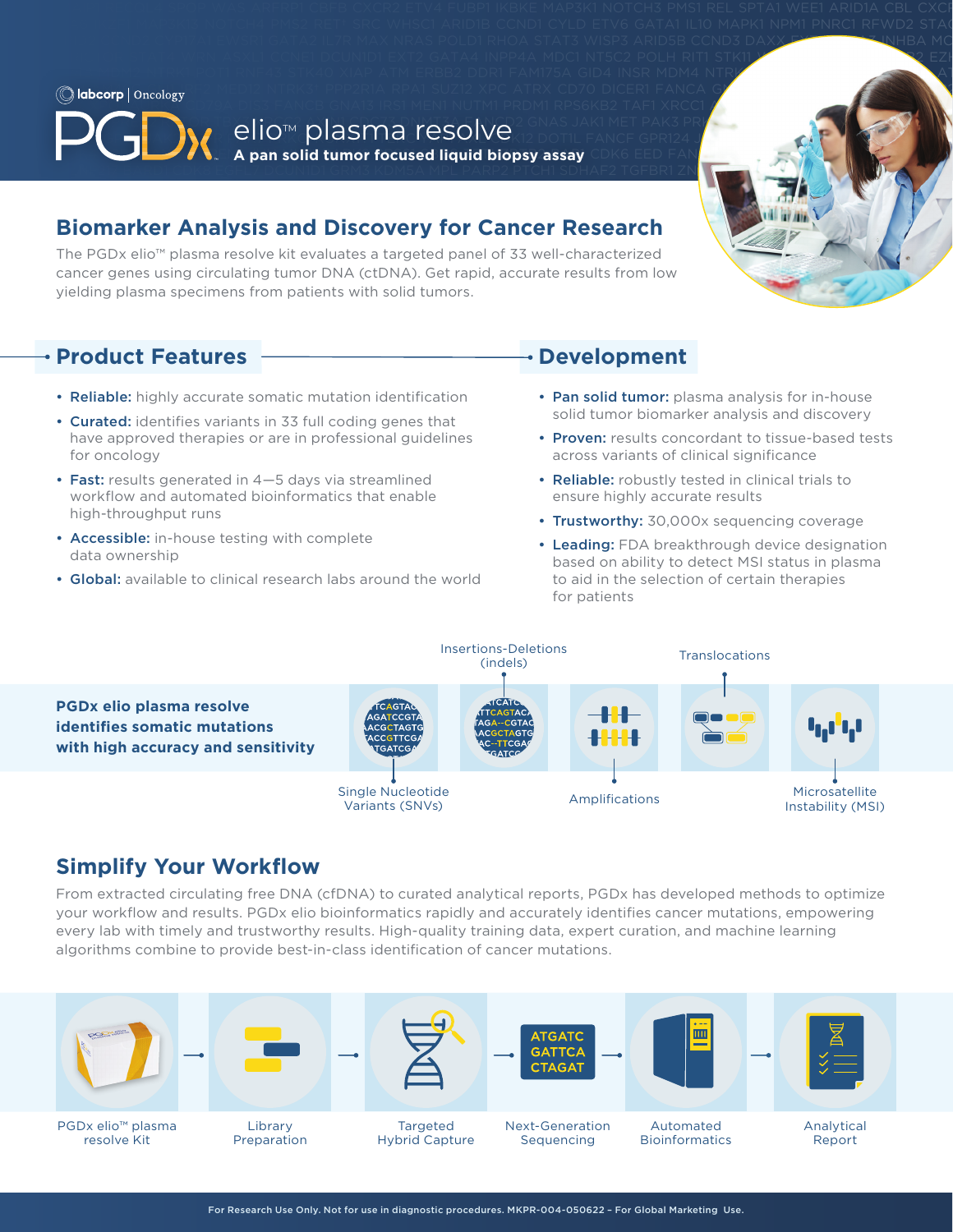labcorp | Oncology

# PGDx elio™ plasma resolve

**A pan solid tumor focused liquid biopsy assay**

## Biomarker Analysis and Discovery for Cancer Research

The PGDx elio™ plasma resolve kit evaluates a targeted panel of 33 well-characterized cancer genes using circulating tumor DNA (ctDNA). Get rapid, accurate results from low yielding plasma specimens from patients with solid tumors.

## Product Features

- **Reliable:** highly accurate somatic mutation identification
- **Curated:** identifies variants in 33 full coding genes that have approved therapies or are in professional guidelines for oncology
- **Fast:** results generated in 4—5 days via streamlined workflow and automated bioinformatics that enable high-throughput runs
- **Accessible:** in-house testing with complete data ownership
- **Global:** available to clinical research labs around the world

## Development

- **Pan solid tumor:** plasma analysis for in-house solid tumor biomarker analysis and discovery
- **Proven:** results concordant to tissue-based tests across variants of clinical significance
- **Reliable:** robustly tested in clinical trials to ensure highly accurate results
- **Trustworthy:** 30,000x sequencing coverage
- **Leading:** FDA breakthrough device designation based on ability to detect MSI status in plasma to aid in the selection of certain therapies for patients

**PGDx elio plasma resolve identifies somatic mutations with high accuracy and sensitivity**

Single Nucleotide Variants (SNVs) | Insertions-Deletions (indels) | Amplifications | Translocations | Microsatellite Instability (MSI)

## Simplify Your Workflow

From extracted circulating free DNA (cfDNA) to curated analytical reports, PGDx has developed methods to optimize your workflow and results. PGDx elio bioinformatics rapidly and accurately identifies cancer mutations, empowering every lab with timely and trustworthy results. High-quality training data, expert curation, and machine learning algorithms combine to provide best-in-class identification of cancer mutations.

PGDx elio™ plasma resolve Kit → Library Preparation → Targeted Hybrid Capture → Next-Generation Sequencing → Automated Bioinformatics → Analytical Report

For Research Use Only. Not for use in diagnostic procedures. MKPR-004-050622 – For Global Marketing Use.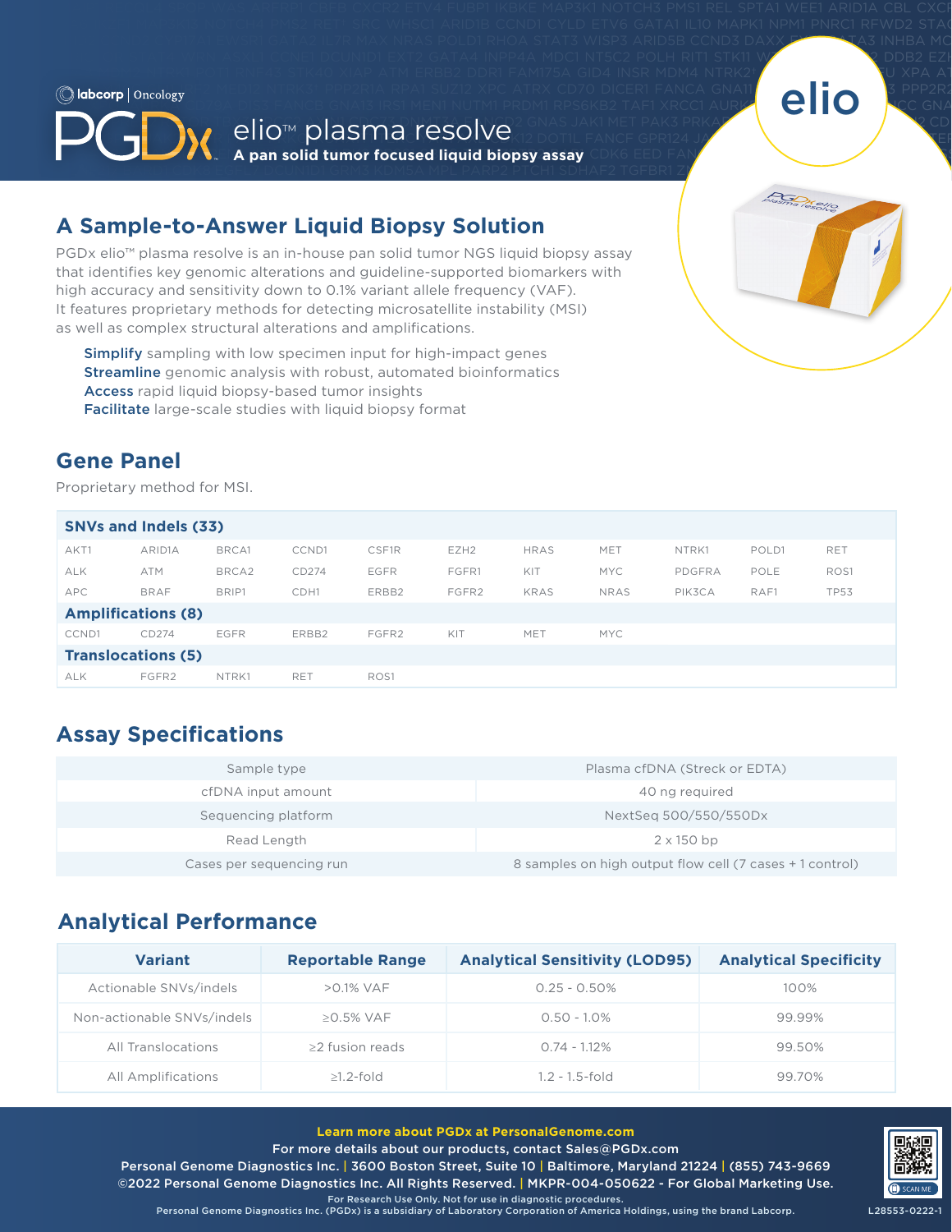labcorp | Oncology

# PGDx elio™ plasma resolve

**A pan solid tumor focused liquid biopsy assay**

elio

## A Sample-to-Answer Liquid Biopsy Solution

PGDx elio™ plasma resolve is an in-house pan solid tumor NGS liquid biopsy assay that identifies key genomic alterations and guideline-supported biomarkers with high accuracy and sensitivity down to 0.1% variant allele frequency (VAF). It features proprietary methods for detecting microsatellite instability (MSI) as well as complex structural alterations and amplifications.

**Simplify** sampling with low specimen input for high-impact genes
**Streamline** genomic analysis with robust, automated bioinformatics
**Access** rapid liquid biopsy-based tumor insights
**Facilitate** large-scale studies with liquid biopsy format

## Gene Panel

Proprietary method for MSI.

| | | | | | | | | | | |
|---|---|---|---|---|---|---|---|---|---|---|
| **SNVs and Indels (33)** | | | | | | | | | | |
| AKT1 | ARID1A | BRCA1 | CCND1 | CSF1R | EZH2 | HRAS | MET | NTRK1 | POLD1 | RET |
| ALK | ATM | BRCA2 | CD274 | EGFR | FGFR1 | KIT | MYC | PDGFRA | POLE | ROS1 |
| APC | BRAF | BRIP1 | CDH1 | ERBB2 | FGFR2 | KRAS | NRAS | PIK3CA | RAF1 | TP53 |
| **Amplifications (8)** | | | | | | | | | | |
| CCND1 | CD274 | EGFR | ERBB2 | FGFR2 | KIT | MET | MYC | | | |
| **Translocations (5)** | | | | | | | | | | |
| ALK | FGFR2 | NTRK1 | RET | ROS1 | | | | | | |

## Assay Specifications

| | |
|---|---|
| Sample type | Plasma cfDNA (Streck or EDTA) |
| cfDNA input amount | 40 ng required |
| Sequencing platform | NextSeq 500/550/550Dx |
| Read Length | 2 x 150 bp |
| Cases per sequencing run | 8 samples on high output flow cell (7 cases + 1 control) |

## Analytical Performance

| Variant | Reportable Range | Analytical Sensitivity (LOD95) | Analytical Specificity |
|---|---|---|---|
| Actionable SNVs/indels | >0.1% VAF | 0.25 - 0.50% | 100% |
| Non-actionable SNVs/indels | ≥0.5% VAF | 0.50 - 1.0% | 99.99% |
| All Translocations | ≥2 fusion reads | 0.74 - 1.12% | 99.50% |
| All Amplifications | ≥1.2-fold | 1.2 - 1.5-fold | 99.70% |

**Learn more about PGDx at PersonalGenome.com**
For more details about our products, contact Sales@PGDx.com
Personal Genome Diagnostics Inc. | 3600 Boston Street, Suite 10 | Baltimore, Maryland 21224 | (855) 743-9669
©2022 Personal Genome Diagnostics Inc. All Rights Reserved. | MKPR-004-050622 - For Global Marketing Use.
For Research Use Only. Not for use in diagnostic procedures.
Personal Genome Diagnostics Inc. (PGDx) is a subsidiary of Laboratory Corporation of America Holdings, using the brand Labcorp.

SCAN ME

L28553-0222-1